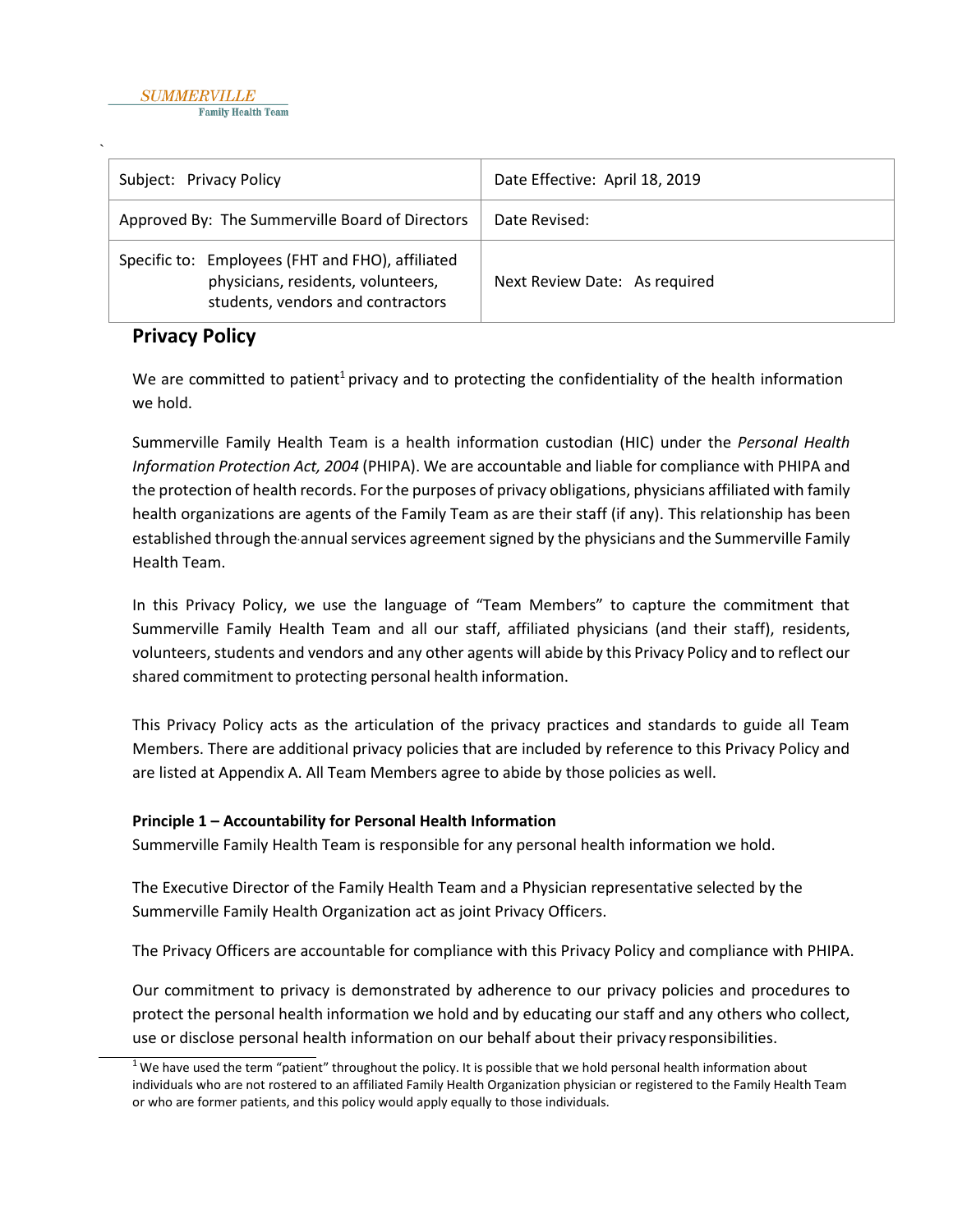SUMMERVILLE
Family Health Team

`

| Subject: Privacy Policy | Date Effective: April 18, 2019 |
|---|---|
| Approved By: The Summerville Board of Directors | Date Revised: |
| Specific to: Employees (FHT and FHO), affiliated physicians, residents, volunteers, students, vendors and contractors | Next Review Date: As required |

## Privacy Policy

We are committed to patient[1] privacy and to protecting the confidentiality of the health information we hold.

Summerville Family Health Team is a health information custodian (HIC) under the *Personal Health Information Protection Act, 2004* (PHIPA). We are accountable and liable for compliance with PHIPA and the protection of health records. For the purposes of privacy obligations, physicians affiliated with family health organizations are agents of the Family Team as are their staff (if any). This relationship has been established through the annual services agreement signed by the physicians and the Summerville Family Health Team.

In this Privacy Policy, we use the language of "Team Members" to capture the commitment that Summerville Family Health Team and all our staff, affiliated physicians (and their staff), residents, volunteers, students and vendors and any other agents will abide by this Privacy Policy and to reflect our shared commitment to protecting personal health information.

This Privacy Policy acts as the articulation of the privacy practices and standards to guide all Team Members. There are additional privacy policies that are included by reference to this Privacy Policy and are listed at Appendix A. All Team Members agree to abide by those policies as well.

**Principle 1 – Accountability for Personal Health Information**

Summerville Family Health Team is responsible for any personal health information we hold.

The Executive Director of the Family Health Team and a Physician representative selected by the Summerville Family Health Organization act as joint Privacy Officers.

The Privacy Officers are accountable for compliance with this Privacy Policy and compliance with PHIPA.

Our commitment to privacy is demonstrated by adherence to our privacy policies and procedures to protect the personal health information we hold and by educating our staff and any others who collect, use or disclose personal health information on our behalf about their privacy responsibilities.

[1] We have used the term "patient" throughout the policy. It is possible that we hold personal health information about individuals who are not rostered to an affiliated Family Health Organization physician or registered to the Family Health Team or who are former patients, and this policy would apply equally to those individuals.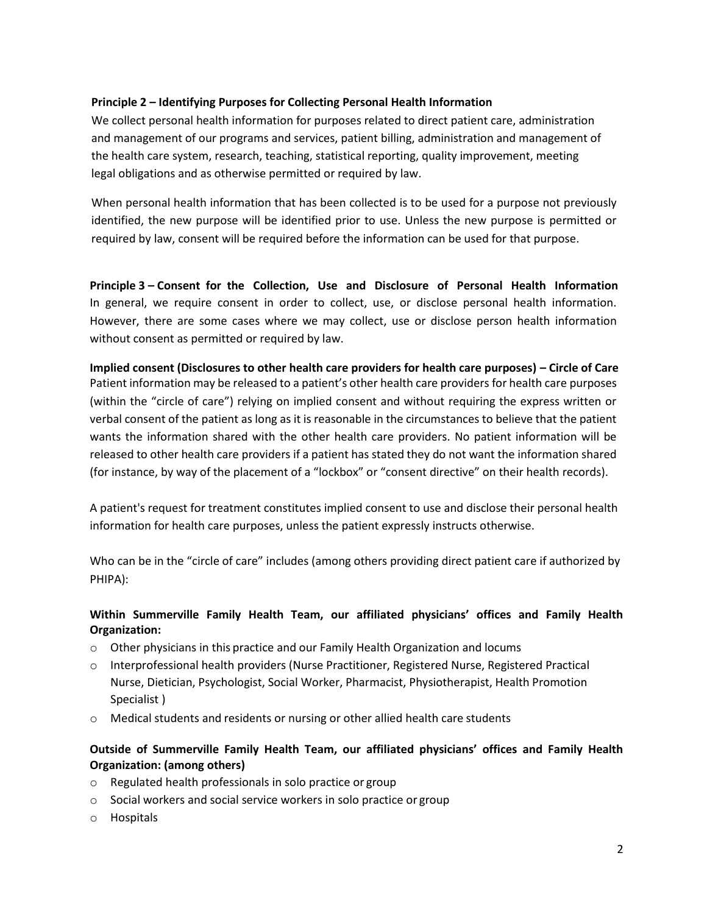**Principle 2 – Identifying Purposes for Collecting Personal Health Information**

We collect personal health information for purposes related to direct patient care, administration and management of our programs and services, patient billing, administration and management of the health care system, research, teaching, statistical reporting, quality improvement, meeting legal obligations and as otherwise permitted or required by law.

When personal health information that has been collected is to be used for a purpose not previously identified, the new purpose will be identified prior to use. Unless the new purpose is permitted or required by law, consent will be required before the information can be used for that purpose.

**Principle 3 – Consent for the Collection, Use and Disclosure of Personal Health Information**

In general, we require consent in order to collect, use, or disclose personal health information. However, there are some cases where we may collect, use or disclose person health information without consent as permitted or required by law.

**Implied consent (Disclosures to other health care providers for health care purposes) – Circle of Care**

Patient information may be released to a patient's other health care providers for health care purposes (within the "circle of care") relying on implied consent and without requiring the express written or verbal consent of the patient as long as it is reasonable in the circumstances to believe that the patient wants the information shared with the other health care providers. No patient information will be released to other health care providers if a patient has stated they do not want the information shared (for instance, by way of the placement of a "lockbox" or "consent directive" on their health records).

A patient's request for treatment constitutes implied consent to use and disclose their personal health information for health care purposes, unless the patient expressly instructs otherwise.

Who can be in the "circle of care" includes (among others providing direct patient care if authorized by PHIPA):

**Within Summerville Family Health Team, our affiliated physicians' offices and Family Health Organization:**

- Other physicians in this practice and our Family Health Organization and locums
- Interprofessional health providers (Nurse Practitioner, Registered Nurse, Registered Practical Nurse, Dietician, Psychologist, Social Worker, Pharmacist, Physiotherapist, Health Promotion Specialist )
- Medical students and residents or nursing or other allied health care students

**Outside of Summerville Family Health Team, our affiliated physicians' offices and Family Health Organization: (among others)**

- Regulated health professionals in solo practice or group
- Social workers and social service workers in solo practice or group
- Hospitals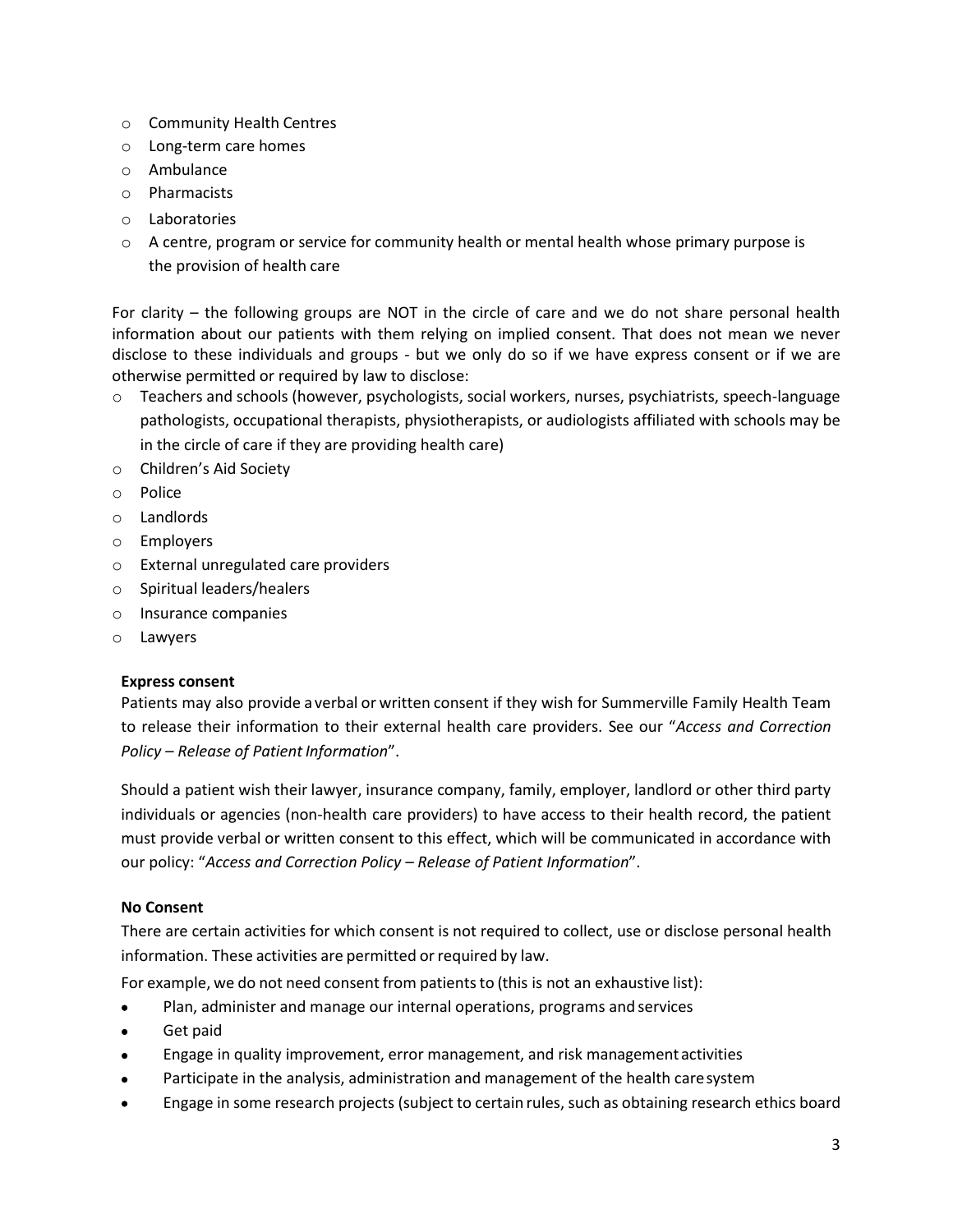- Community Health Centres
- Long-term care homes
- Ambulance
- Pharmacists
- Laboratories
- A centre, program or service for community health or mental health whose primary purpose is the provision of health care

For clarity – the following groups are NOT in the circle of care and we do not share personal health information about our patients with them relying on implied consent. That does not mean we never disclose to these individuals and groups - but we only do so if we have express consent or if we are otherwise permitted or required by law to disclose:

- Teachers and schools (however, psychologists, social workers, nurses, psychiatrists, speech-language pathologists, occupational therapists, physiotherapists, or audiologists affiliated with schools may be in the circle of care if they are providing health care)
- Children's Aid Society
- Police
- Landlords
- Employers
- External unregulated care providers
- Spiritual leaders/healers
- Insurance companies
- Lawyers

**Express consent**

Patients may also provide a verbal or written consent if they wish for Summerville Family Health Team to release their information to their external health care providers. See our "*Access and Correction Policy – Release of Patient Information*".

Should a patient wish their lawyer, insurance company, family, employer, landlord or other third party individuals or agencies (non-health care providers) to have access to their health record, the patient must provide verbal or written consent to this effect, which will be communicated in accordance with our policy: "*Access and Correction Policy – Release of Patient Information*".

**No Consent**

There are certain activities for which consent is not required to collect, use or disclose personal health information. These activities are permitted or required by law.

For example, we do not need consent from patients to (this is not an exhaustive list):

- Plan, administer and manage our internal operations, programs and services
- Get paid
- Engage in quality improvement, error management, and risk management activities
- Participate in the analysis, administration and management of the health care system
- Engage in some research projects (subject to certain rules, such as obtaining research ethics board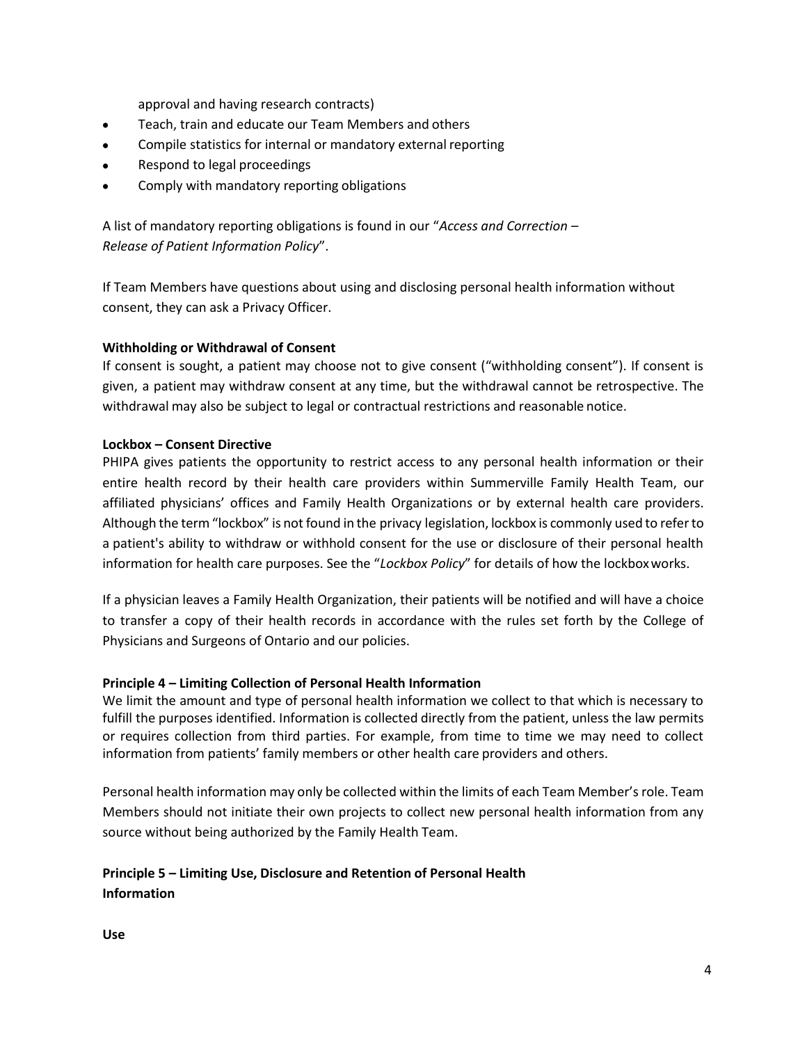approval and having research contracts)

- Teach, train and educate our Team Members and others
- Compile statistics for internal or mandatory external reporting
- Respond to legal proceedings
- Comply with mandatory reporting obligations

A list of mandatory reporting obligations is found in our "*Access and Correction – Release of Patient Information Policy*".

If Team Members have questions about using and disclosing personal health information without consent, they can ask a Privacy Officer.

**Withholding or Withdrawal of Consent**
If consent is sought, a patient may choose not to give consent ("withholding consent"). If consent is given, a patient may withdraw consent at any time, but the withdrawal cannot be retrospective. The withdrawal may also be subject to legal or contractual restrictions and reasonable notice.

**Lockbox – Consent Directive**
PHIPA gives patients the opportunity to restrict access to any personal health information or their entire health record by their health care providers within Summerville Family Health Team, our affiliated physicians' offices and Family Health Organizations or by external health care providers. Although the term "lockbox" is not found in the privacy legislation, lockbox is commonly used to refer to a patient's ability to withdraw or withhold consent for the use or disclosure of their personal health information for health care purposes. See the "*Lockbox Policy*" for details of how the lockbox works.

If a physician leaves a Family Health Organization, their patients will be notified and will have a choice to transfer a copy of their health records in accordance with the rules set forth by the College of Physicians and Surgeons of Ontario and our policies.

**Principle 4 – Limiting Collection of Personal Health Information**
We limit the amount and type of personal health information we collect to that which is necessary to fulfill the purposes identified. Information is collected directly from the patient, unless the law permits or requires collection from third parties. For example, from time to time we may need to collect information from patients' family members or other health care providers and others.

Personal health information may only be collected within the limits of each Team Member's role. Team Members should not initiate their own projects to collect new personal health information from any source without being authorized by the Family Health Team.

**Principle 5 – Limiting Use, Disclosure and Retention of Personal Health Information**

**Use**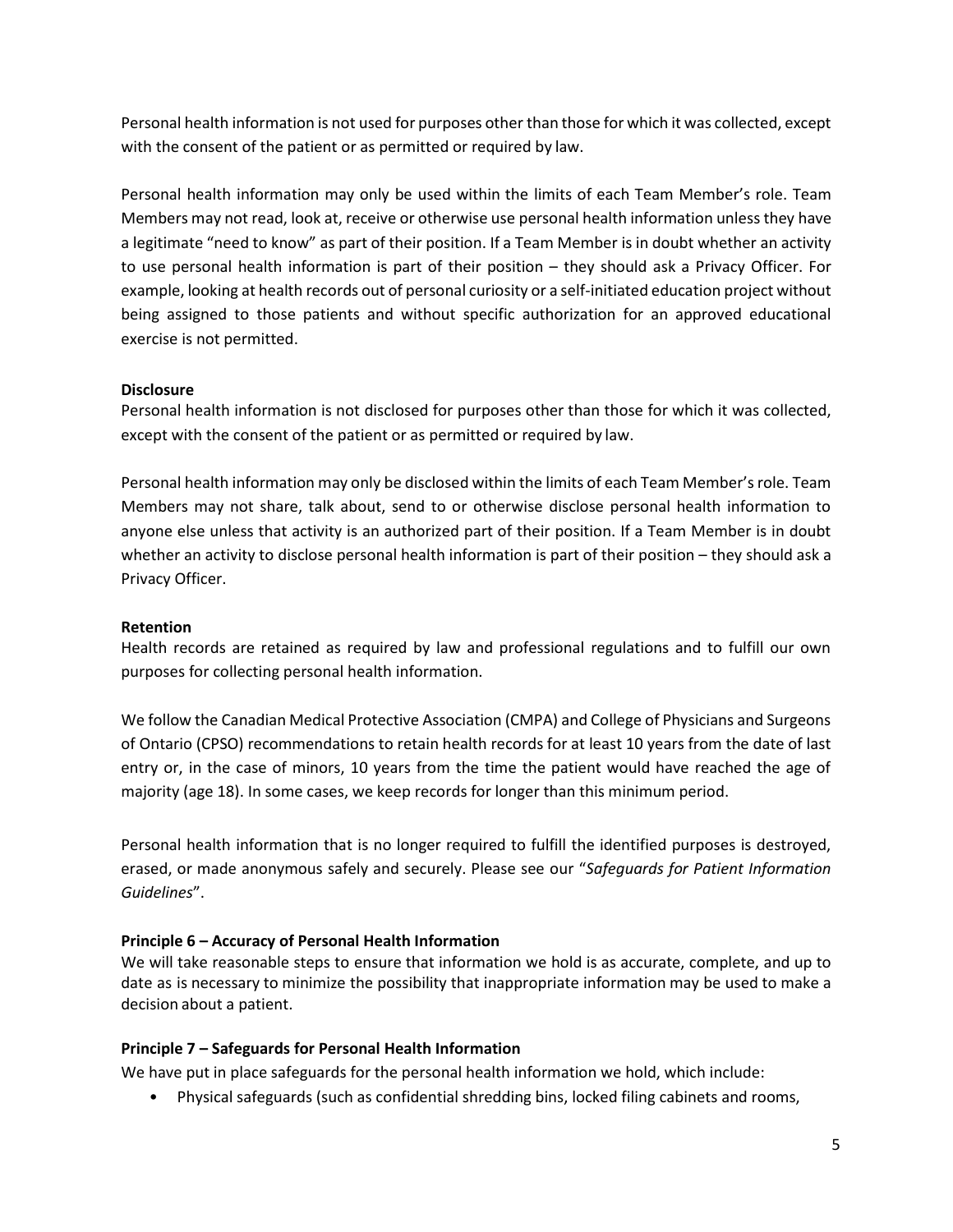Personal health information is not used for purposes other than those for which it was collected, except with the consent of the patient or as permitted or required by law.

Personal health information may only be used within the limits of each Team Member's role. Team Members may not read, look at, receive or otherwise use personal health information unless they have a legitimate "need to know" as part of their position. If a Team Member is in doubt whether an activity to use personal health information is part of their position – they should ask a Privacy Officer. For example, looking at health records out of personal curiosity or a self-initiated education project without being assigned to those patients and without specific authorization for an approved educational exercise is not permitted.

**Disclosure**

Personal health information is not disclosed for purposes other than those for which it was collected, except with the consent of the patient or as permitted or required by law.

Personal health information may only be disclosed within the limits of each Team Member's role. Team Members may not share, talk about, send to or otherwise disclose personal health information to anyone else unless that activity is an authorized part of their position. If a Team Member is in doubt whether an activity to disclose personal health information is part of their position – they should ask a Privacy Officer.

**Retention**

Health records are retained as required by law and professional regulations and to fulfill our own purposes for collecting personal health information.

We follow the Canadian Medical Protective Association (CMPA) and College of Physicians and Surgeons of Ontario (CPSO) recommendations to retain health records for at least 10 years from the date of last entry or, in the case of minors, 10 years from the time the patient would have reached the age of majority (age 18). In some cases, we keep records for longer than this minimum period.

Personal health information that is no longer required to fulfill the identified purposes is destroyed, erased, or made anonymous safely and securely. Please see our "*Safeguards for Patient Information Guidelines*".

**Principle 6 – Accuracy of Personal Health Information**

We will take reasonable steps to ensure that information we hold is as accurate, complete, and up to date as is necessary to minimize the possibility that inappropriate information may be used to make a decision about a patient.

**Principle 7 – Safeguards for Personal Health Information**

We have put in place safeguards for the personal health information we hold, which include:

- Physical safeguards (such as confidential shredding bins, locked filing cabinets and rooms,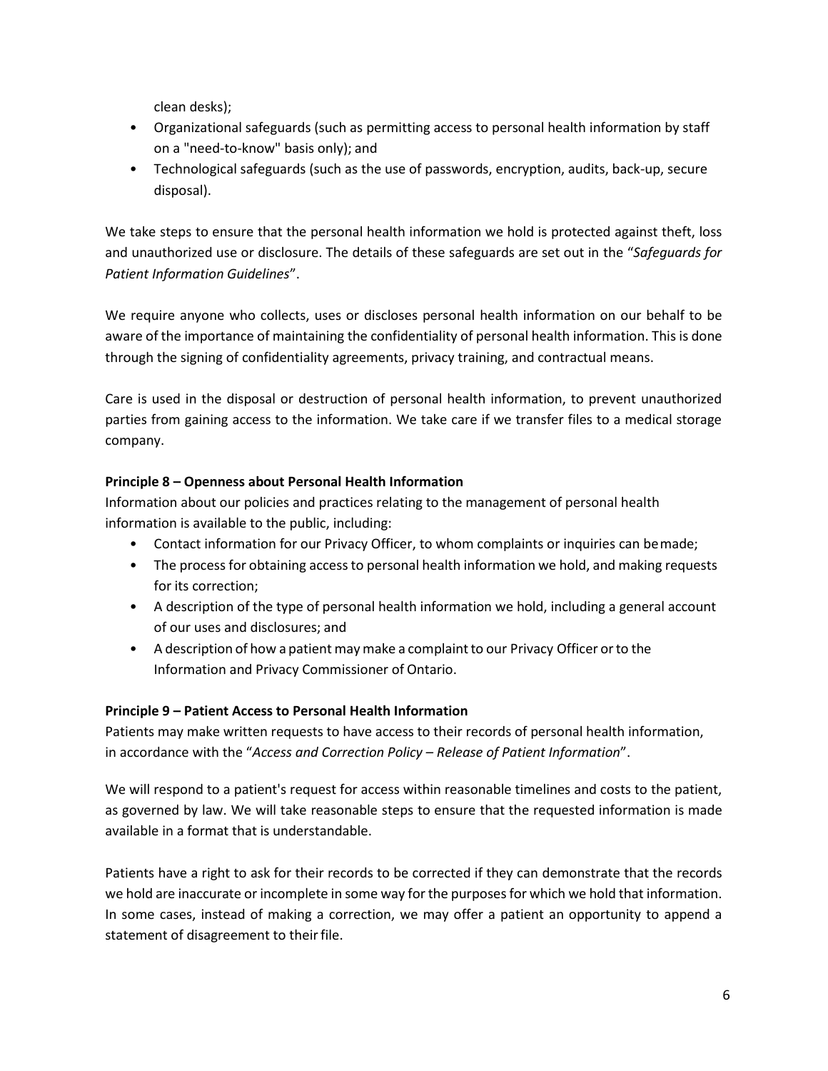clean desks);

- Organizational safeguards (such as permitting access to personal health information by staff on a "need-to-know" basis only); and
- Technological safeguards (such as the use of passwords, encryption, audits, back-up, secure disposal).

We take steps to ensure that the personal health information we hold is protected against theft, loss and unauthorized use or disclosure. The details of these safeguards are set out in the "*Safeguards for Patient Information Guidelines*".

We require anyone who collects, uses or discloses personal health information on our behalf to be aware of the importance of maintaining the confidentiality of personal health information. This is done through the signing of confidentiality agreements, privacy training, and contractual means.

Care is used in the disposal or destruction of personal health information, to prevent unauthorized parties from gaining access to the information. We take care if we transfer files to a medical storage company.

**Principle 8 – Openness about Personal Health Information**

Information about our policies and practices relating to the management of personal health information is available to the public, including:

- Contact information for our Privacy Officer, to whom complaints or inquiries can be made;
- The process for obtaining access to personal health information we hold, and making requests for its correction;
- A description of the type of personal health information we hold, including a general account of our uses and disclosures; and
- A description of how a patient may make a complaint to our Privacy Officer or to the Information and Privacy Commissioner of Ontario.

**Principle 9 – Patient Access to Personal Health Information**

Patients may make written requests to have access to their records of personal health information, in accordance with the "*Access and Correction Policy – Release of Patient Information*".

We will respond to a patient's request for access within reasonable timelines and costs to the patient, as governed by law. We will take reasonable steps to ensure that the requested information is made available in a format that is understandable.

Patients have a right to ask for their records to be corrected if they can demonstrate that the records we hold are inaccurate or incomplete in some way for the purposes for which we hold that information. In some cases, instead of making a correction, we may offer a patient an opportunity to append a statement of disagreement to their file.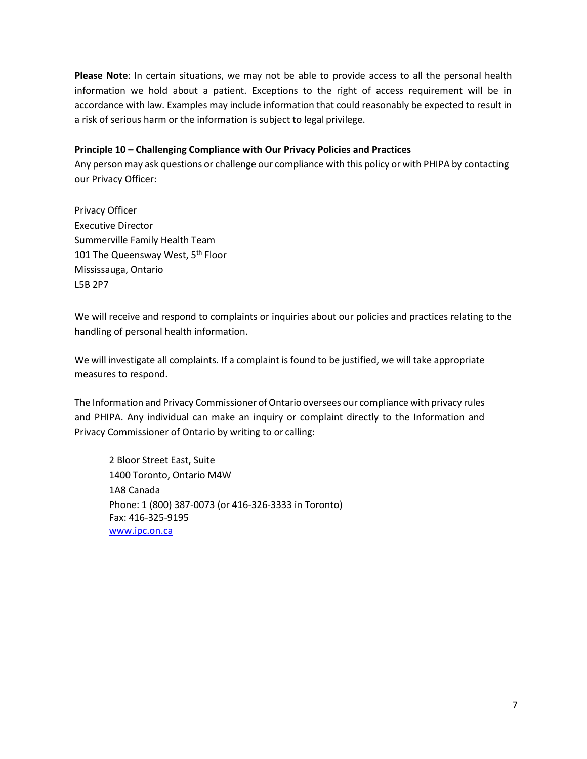**Please Note**: In certain situations, we may not be able to provide access to all the personal health information we hold about a patient. Exceptions to the right of access requirement will be in accordance with law. Examples may include information that could reasonably be expected to result in a risk of serious harm or the information is subject to legal privilege.

**Principle 10 – Challenging Compliance with Our Privacy Policies and Practices**

Any person may ask questions or challenge our compliance with this policy or with PHIPA by contacting our Privacy Officer:

Privacy Officer
Executive Director
Summerville Family Health Team
101 The Queensway West, 5th Floor
Mississauga, Ontario
L5B 2P7

We will receive and respond to complaints or inquiries about our policies and practices relating to the handling of personal health information.

We will investigate all complaints. If a complaint is found to be justified, we will take appropriate measures to respond.

The Information and Privacy Commissioner of Ontario oversees our compliance with privacy rules and PHIPA. Any individual can make an inquiry or complaint directly to the Information and Privacy Commissioner of Ontario by writing to or calling:

> 2 Bloor Street East, Suite
> 1400 Toronto, Ontario M4W
> 1A8 Canada
> Phone: 1 (800) 387-0073 (or 416-326-3333 in Toronto)
> Fax: 416-325-9195
> www.ipc.on.ca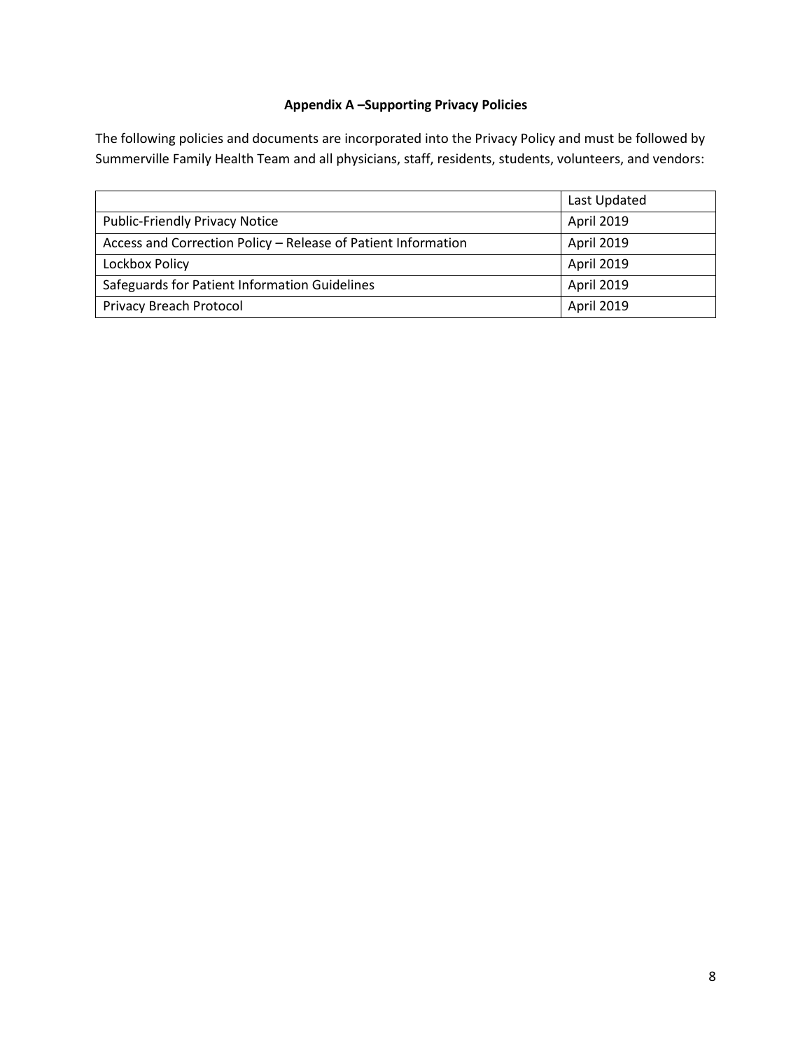## Appendix A –Supporting Privacy Policies

The following policies and documents are incorporated into the Privacy Policy and must be followed by Summerville Family Health Team and all physicians, staff, residents, students, volunteers, and vendors:

| | Last Updated |
|---|---|
| Public-Friendly Privacy Notice | April 2019 |
| Access and Correction Policy – Release of Patient Information | April 2019 |
| Lockbox Policy | April 2019 |
| Safeguards for Patient Information Guidelines | April 2019 |
| Privacy Breach Protocol | April 2019 |